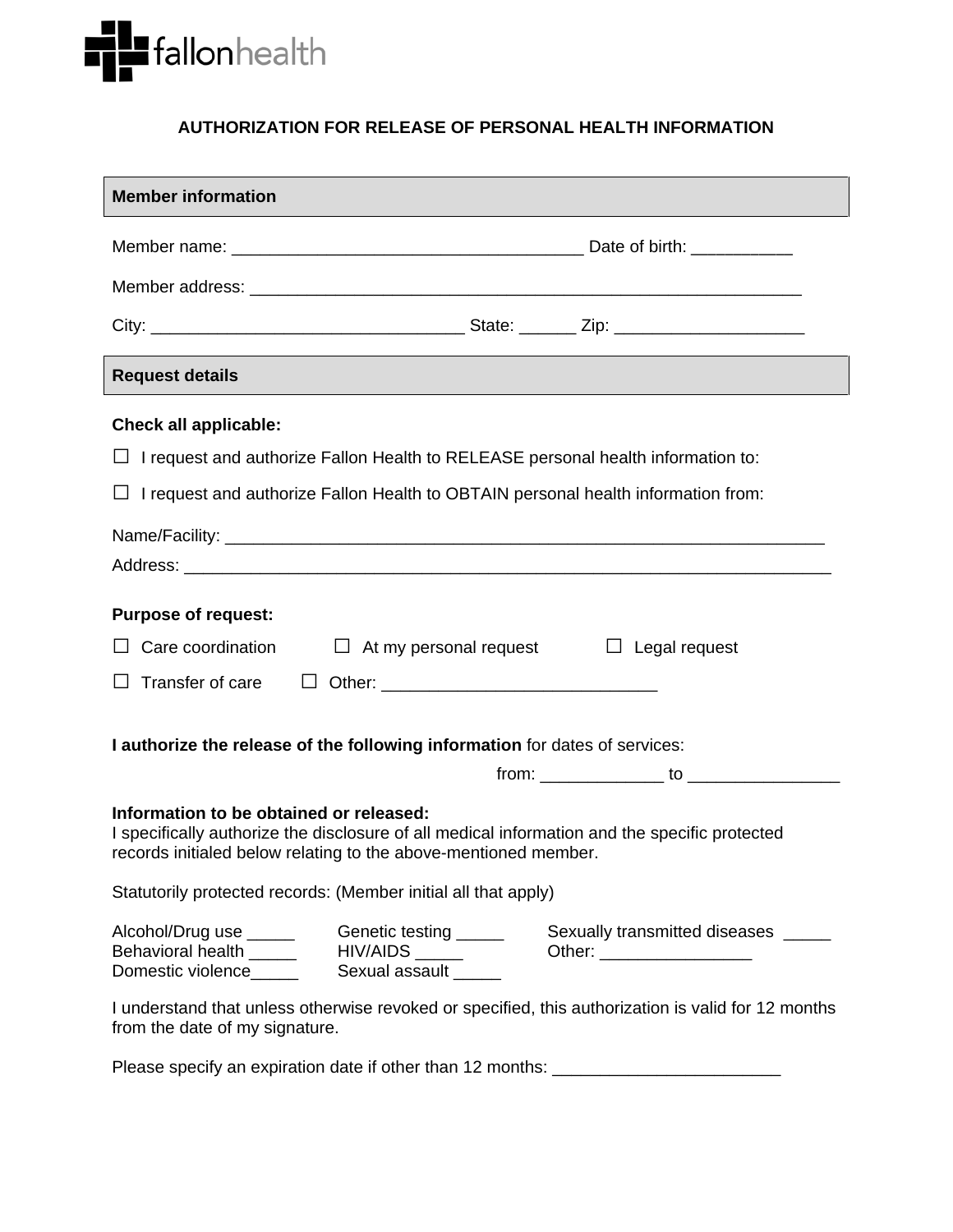fallonhealth

# AUTHORIZATION FOR RELEASE OF PERSONAL HEALTH INFORMATION

## Member information

Member name: _____________________________________ Date of birth: ___________

Member address: ___________________________________________________________

City: _________________________________ State: ______ Zip: ____________________

## Request details

**Check all applicable:**

☐ I request and authorize Fallon Health to RELEASE personal health information to:

☐ I request and authorize Fallon Health to OBTAIN personal health information from:

Name/Facility: _________________________________________________________________

Address: ______________________________________________________________________

**Purpose of request:**

☐ Care coordination ☐ At my personal request ☐ Legal request

☐ Transfer of care ☐ Other: _____________________________

**I authorize the release of the following information** for dates of services:

from: _____________ to ________________

**Information to be obtained or released:**
I specifically authorize the disclosure of all medical information and the specific protected records initialed below relating to the above-mentioned member.

Statutorily protected records: (Member initial all that apply)

Alcohol/Drug use _____ Genetic testing _____ Sexually transmitted diseases _____
Behavioral health _____ HIV/AIDS _____ Other: ________________
Domestic violence_____ Sexual assault _____

I understand that unless otherwise revoked or specified, this authorization is valid for 12 months from the date of my signature.

Please specify an expiration date if other than 12 months: ________________________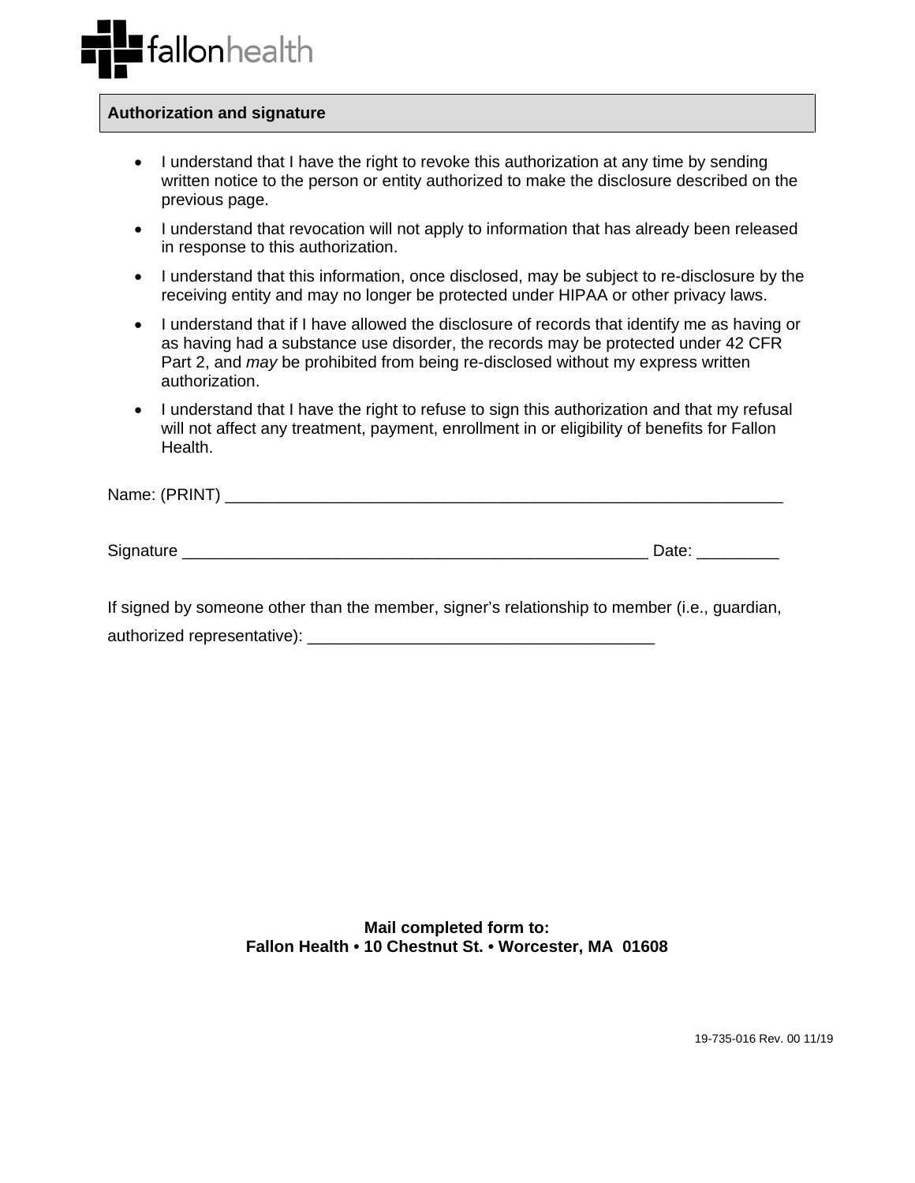fallonhealth

## Authorization and signature

- I understand that I have the right to revoke this authorization at any time by sending written notice to the person or entity authorized to make the disclosure described on the previous page.
- I understand that revocation will not apply to information that has already been released in response to this authorization.
- I understand that this information, once disclosed, may be subject to re-disclosure by the receiving entity and may no longer be protected under HIPAA or other privacy laws.
- I understand that if I have allowed the disclosure of records that identify me as having or as having had a substance use disorder, the records may be protected under 42 CFR Part 2, and *may* be prohibited from being re-disclosed without my express written authorization.
- I understand that I have the right to refuse to sign this authorization and that my refusal will not affect any treatment, payment, enrollment in or eligibility of benefits for Fallon Health.

Name: (PRINT) ________________________________________________________________

Signature ____________________________________________________ Date: _________

If signed by someone other than the member, signer's relationship to member (i.e., guardian, authorized representative): ______________________________________

**Mail completed form to:**
**Fallon Health • 10 Chestnut St. • Worcester, MA 01608**

19-735-016 Rev. 00 11/19